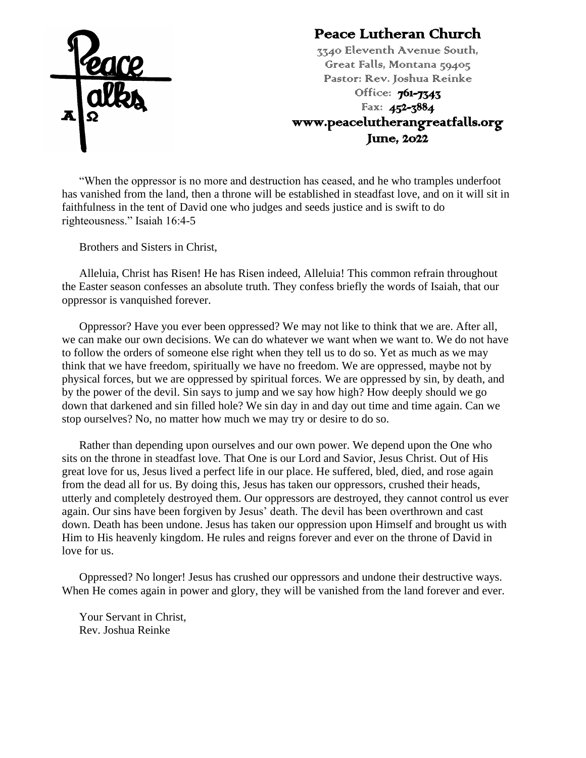# Peace Lutheran Church

3340 Eleventh Avenue South,
Great Falls, Montana 59405
Pastor: Rev. Joshua Reinke
Office: **761-7343**
Fax: **452-3884**
**www.peacelutherangreatfalls.org**
**June, 2022**

"When the oppressor is no more and destruction has ceased, and he who tramples underfoot has vanished from the land, then a throne will be established in steadfast love, and on it will sit in faithfulness in the tent of David one who judges and seeds justice and is swift to do righteousness." Isaiah 16:4-5

Brothers and Sisters in Christ,

Alleluia, Christ has Risen! He has Risen indeed, Alleluia! This common refrain throughout the Easter season confesses an absolute truth. They confess briefly the words of Isaiah, that our oppressor is vanquished forever.

Oppressor? Have you ever been oppressed? We may not like to think that we are. After all, we can make our own decisions. We can do whatever we want when we want to. We do not have to follow the orders of someone else right when they tell us to do so. Yet as much as we may think that we have freedom, spiritually we have no freedom. We are oppressed, maybe not by physical forces, but we are oppressed by spiritual forces. We are oppressed by sin, by death, and by the power of the devil. Sin says to jump and we say how high? How deeply should we go down that darkened and sin filled hole? We sin day in and day out time and time again. Can we stop ourselves? No, no matter how much we may try or desire to do so.

Rather than depending upon ourselves and our own power. We depend upon the One who sits on the throne in steadfast love. That One is our Lord and Savior, Jesus Christ. Out of His great love for us, Jesus lived a perfect life in our place. He suffered, bled, died, and rose again from the dead all for us. By doing this, Jesus has taken our oppressors, crushed their heads, utterly and completely destroyed them. Our oppressors are destroyed, they cannot control us ever again. Our sins have been forgiven by Jesus' death. The devil has been overthrown and cast down. Death has been undone. Jesus has taken our oppression upon Himself and brought us with Him to His heavenly kingdom. He rules and reigns forever and ever on the throne of David in love for us.

Oppressed? No longer! Jesus has crushed our oppressors and undone their destructive ways. When He comes again in power and glory, they will be vanished from the land forever and ever.

Your Servant in Christ,
Rev. Joshua Reinke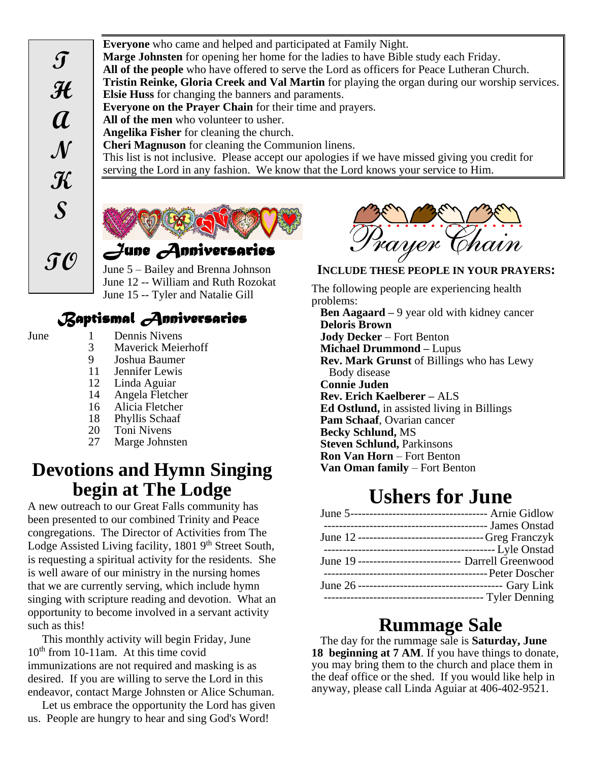## THANKS TO

**Everyone** who came and helped and participated at Family Night.
**Marge Johnsten** for opening her home for the ladies to have Bible study each Friday.
**All of the people** who have offered to serve the Lord as officers for Peace Lutheran Church.
**Tristin Reinke, Gloria Creek and Val Martin** for playing the organ during our worship services.
**Elsie Huss** for changing the banners and paraments.
**Everyone on the Prayer Chain** for their time and prayers.
**All of the men** who volunteer to usher.
**Angelika Fisher** for cleaning the church.
**Cheri Magnuson** for cleaning the Communion linens.
This list is not inclusive. Please accept our apologies if we have missed giving you credit for serving the Lord in any fashion. We know that the Lord knows your service to Him.

## June Anniversaries

June 5 – Bailey and Brenna Johnson
June 12 -- William and Ruth Rozokat
June 15 -- Tyler and Natalie Gill

## Baptismal Anniversaries

June
- 1 Dennis Nivens
- 3 Maverick Meierhoff
- 9 Joshua Baumer
- 11 Jennifer Lewis
- 12 Linda Aguiar
- 14 Angela Fletcher
- 16 Alicia Fletcher
- 18 Phyllis Schaaf
- 20 Toni Nivens
- 27 Marge Johnsten

# Devotions and Hymn Singing begin at The Lodge

A new outreach to our Great Falls community has been presented to our combined Trinity and Peace congregations. The Director of Activities from The Lodge Assisted Living facility, 1801 9th Street South, is requesting a spiritual activity for the residents. She is well aware of our ministry in the nursing homes that we are currently serving, which include hymn singing with scripture reading and devotion. What an opportunity to become involved in a servant activity such as this!

This monthly activity will begin Friday, June 10th from 10-11am. At this time covid immunizations are not required and masking is as desired. If you are willing to serve the Lord in this endeavor, contact Marge Johnsten or Alice Schuman.

Let us embrace the opportunity the Lord has given us. People are hungry to hear and sing God's Word!

## Prayer Chain

**INCLUDE THESE PEOPLE IN YOUR PRAYERS:**

The following people are experiencing health problems:

**Ben Aagaard –** 9 year old with kidney cancer
**Deloris Brown**
**Jody Decker** – Fort Benton
**Michael Drummond –** Lupus
**Rev. Mark Grunst** of Billings who has Lewy Body disease
**Connie Juden**
**Rev. Erich Kaelberer –** ALS
**Ed Ostlund,** in assisted living in Billings
**Pam Schaaf**, Ovarian cancer
**Becky Schlund,** MS
**Steven Schlund,** Parkinsons
**Ron Van Horn** – Fort Benton
**Van Oman family** – Fort Benton

# Ushers for June

June 5 ---------- Arnie Gidlow
---------- James Onstad
June 12 ---------- Greg Franczyk
---------- Lyle Onstad
June 19 ---------- Darrell Greenwood
---------- Peter Doscher
June 26 ---------- Gary Link
---------- Tyler Denning

# Rummage Sale

The day for the rummage sale is **Saturday, June 18 beginning at 7 AM**. If you have things to donate, you may bring them to the church and place them in the deaf office or the shed. If you would like help in anyway, please call Linda Aguiar at 406-402-9521.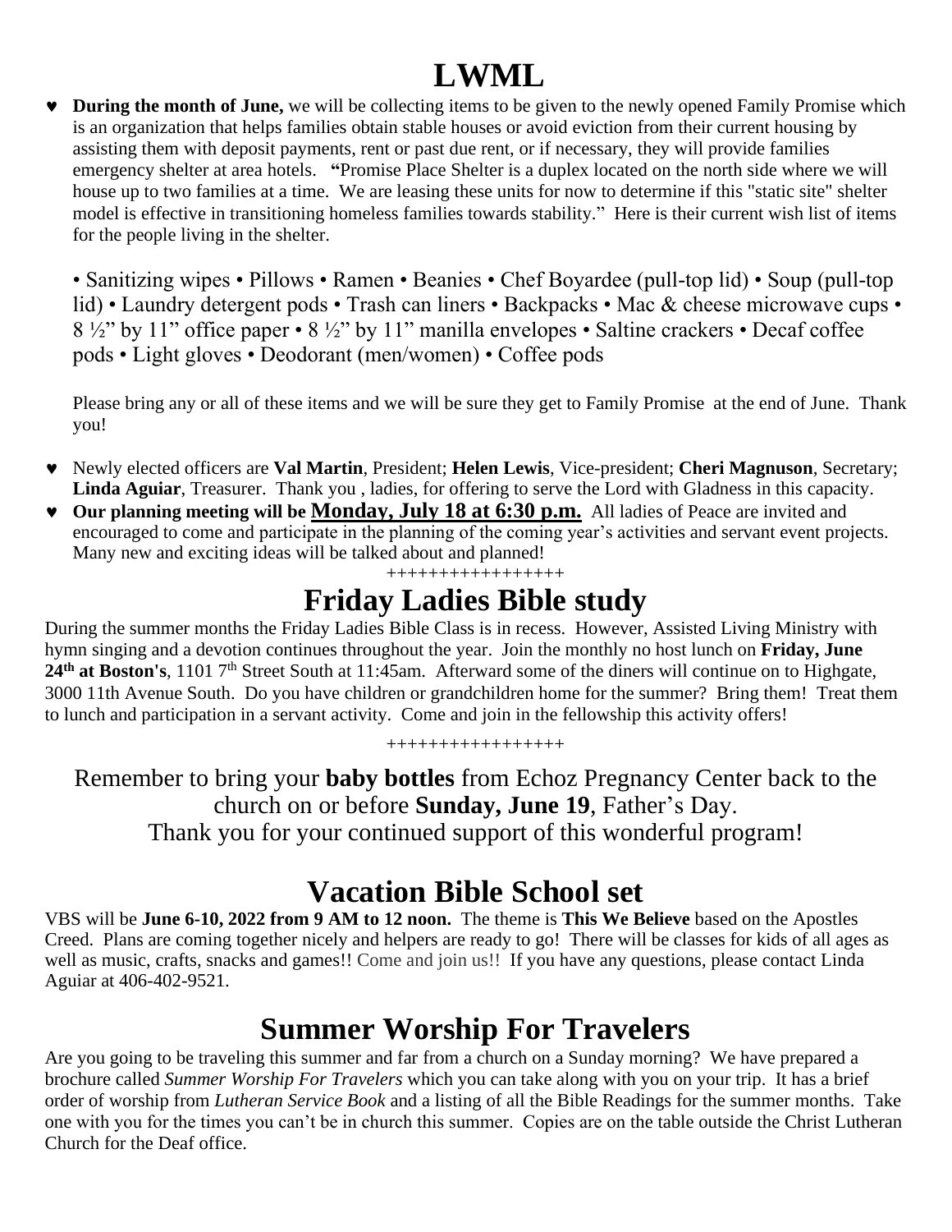# LWML

- **During the month of June,** we will be collecting items to be given to the newly opened Family Promise which is an organization that helps families obtain stable houses or avoid eviction from their current housing by assisting them with deposit payments, rent or past due rent, or if necessary, they will provide families emergency shelter at area hotels. **"**Promise Place Shelter is a duplex located on the north side where we will house up to two families at a time. We are leasing these units for now to determine if this "static site" shelter model is effective in transitioning homeless families towards stability." Here is their current wish list of items for the people living in the shelter.

  • Sanitizing wipes • Pillows • Ramen • Beanies • Chef Boyardee (pull-top lid) • Soup (pull-top lid) • Laundry detergent pods • Trash can liners • Backpacks • Mac & cheese microwave cups • 8 ½" by 11" office paper • 8 ½" by 11" manilla envelopes • Saltine crackers • Decaf coffee pods • Light gloves • Deodorant (men/women) • Coffee pods

  Please bring any or all of these items and we will be sure they get to Family Promise at the end of June. Thank you!

- Newly elected officers are **Val Martin**, President; **Helen Lewis**, Vice-president; **Cheri Magnuson**, Secretary; **Linda Aguiar**, Treasurer. Thank you , ladies, for offering to serve the Lord with Gladness in this capacity.
- **Our planning meeting will be <u>Monday, July 18 at 6:30 p.m.</u>** All ladies of Peace are invited and encouraged to come and participate in the planning of the coming year's activities and servant event projects. Many new and exciting ideas will be talked about and planned!

+++++++++++++++++

# Friday Ladies Bible study

During the summer months the Friday Ladies Bible Class is in recess. However, Assisted Living Ministry with hymn singing and a devotion continues throughout the year. Join the monthly no host lunch on **Friday, June 24th at Boston's**, 1101 7th Street South at 11:45am. Afterward some of the diners will continue on to Highgate, 3000 11th Avenue South. Do you have children or grandchildren home for the summer? Bring them! Treat them to lunch and participation in a servant activity. Come and join in the fellowship this activity offers!

+++++++++++++++++

Remember to bring your **baby bottles** from Echoz Pregnancy Center back to the church on or before **Sunday, June 19**, Father's Day.
Thank you for your continued support of this wonderful program!

# Vacation Bible School set

VBS will be **June 6-10, 2022 from 9 AM to 12 noon.** The theme is **This We Believe** based on the Apostles Creed. Plans are coming together nicely and helpers are ready to go! There will be classes for kids of all ages as well as music, crafts, snacks and games!! Come and join us!! If you have any questions, please contact Linda Aguiar at 406-402-9521.

# Summer Worship For Travelers

Are you going to be traveling this summer and far from a church on a Sunday morning? We have prepared a brochure called *Summer Worship For Travelers* which you can take along with you on your trip. It has a brief order of worship from *Lutheran Service Book* and a listing of all the Bible Readings for the summer months. Take one with you for the times you can't be in church this summer. Copies are on the table outside the Christ Lutheran Church for the Deaf office.